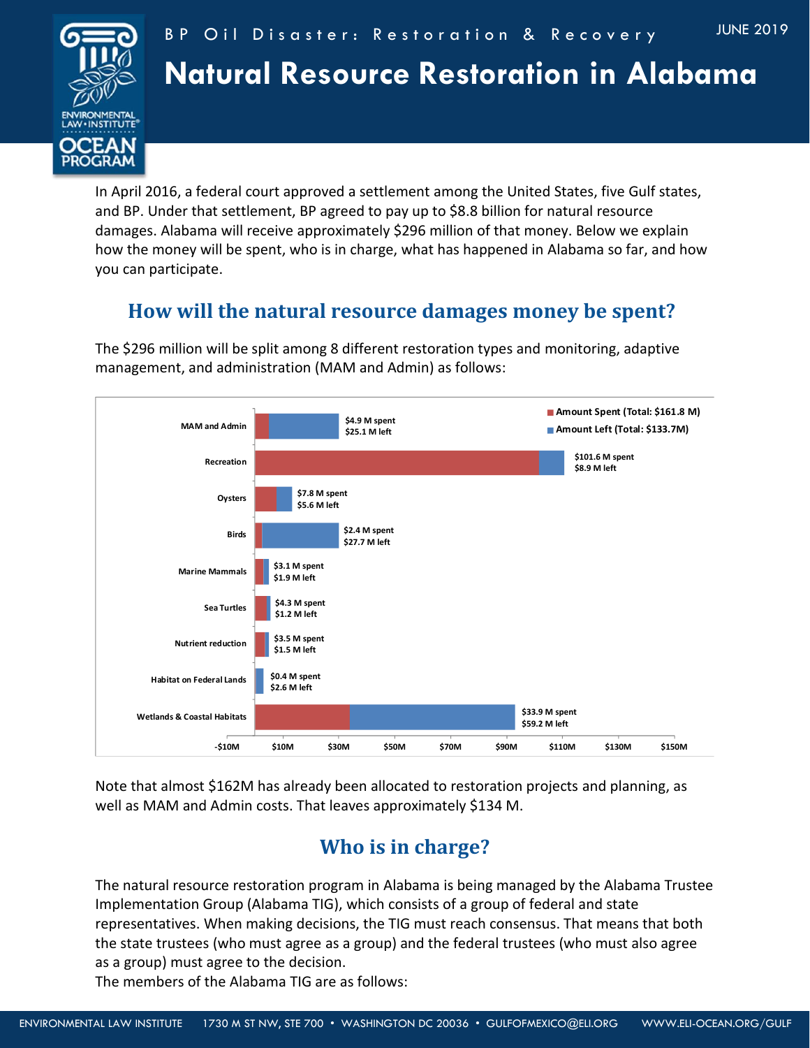BP Oil Disaster: Restoration & Recovery

JUNE 2019

# Natural Resource Restoration in Alabama

In April 2016, a federal court approved a settlement among the United States, five Gulf states, and BP. Under that settlement, BP agreed to pay up to $8.8 billion for natural resource damages. Alabama will receive approximately $296 million of that money. Below we explain how the money will be spent, who is in charge, what has happened in Alabama so far, and how you can participate.

## How will the natural resource damages money be spent?

The $296 million will be split among 8 different restoration types and monitoring, adaptive management, and administration (MAM and Admin) as follows:

| Category | Amount Spent (Total: $161.8 M) | Amount Left (Total: $133.7M) |
|---|---|---|
| MAM and Admin | $4.9 M spent | $25.1 M left |
| Recreation | $101.6 M spent | $8.9 M left |
| Oysters | $7.8 M spent | $5.6 M left |
| Birds | $2.4 M spent | $27.7 M left |
| Marine Mammals | $3.1 M spent | $1.9 M left |
| Sea Turtles | $4.3 M spent | $1.2 M left |
| Nutrient reduction | $3.5 M spent | $1.5 M left |
| Habitat on Federal Lands | $0.4 M spent | $2.6 M left |
| Wetlands & Coastal Habitats | $33.9 M spent | $59.2 M left |

Note that almost $162M has already been allocated to restoration projects and planning, as well as MAM and Admin costs. That leaves approximately $134 M.

## Who is in charge?

The natural resource restoration program in Alabama is being managed by the Alabama Trustee Implementation Group (Alabama TIG), which consists of a group of federal and state representatives. When making decisions, the TIG must reach consensus. That means that both the state trustees (who must agree as a group) and the federal trustees (who must also agree as a group) must agree to the decision.

The members of the Alabama TIG are as follows: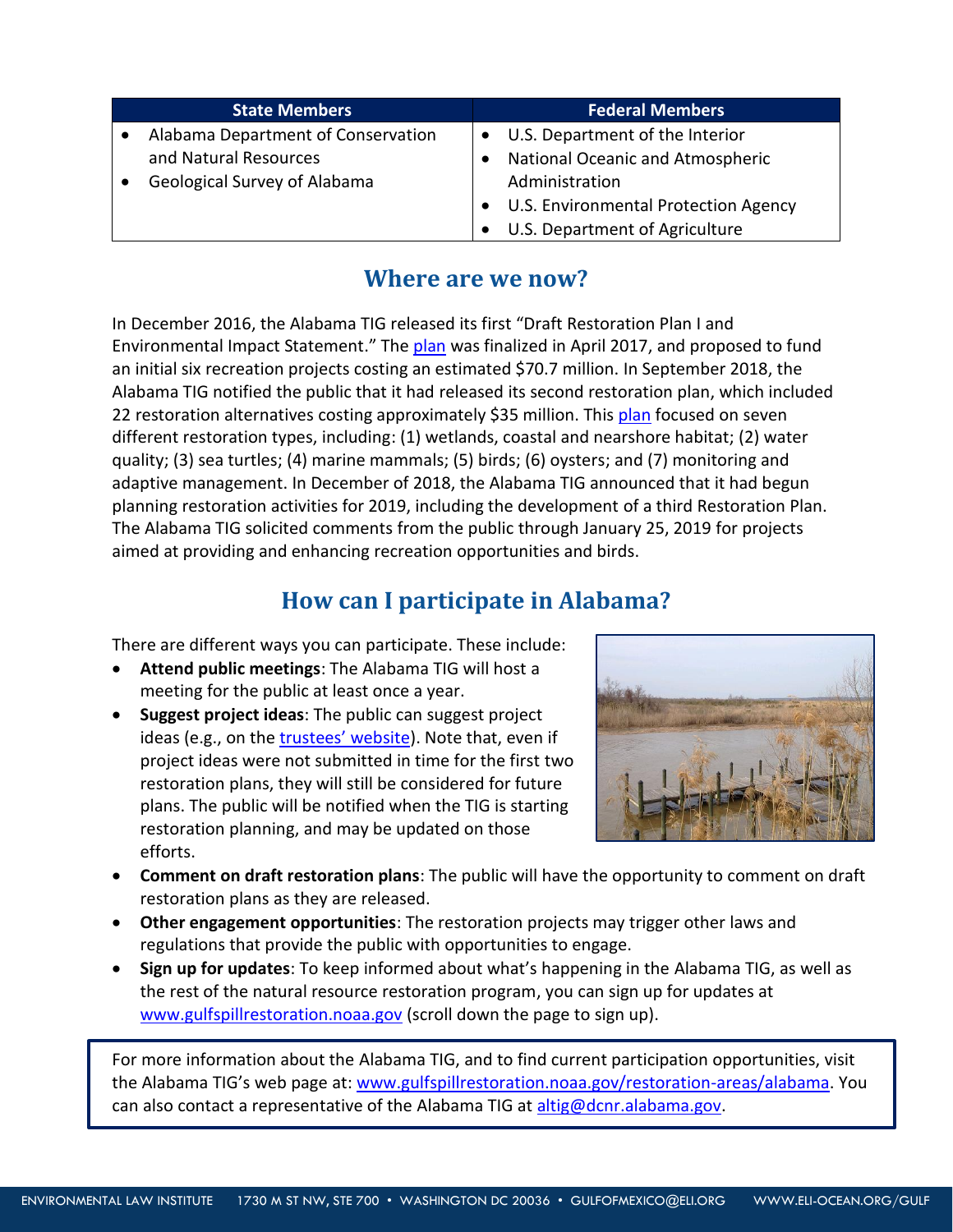| State Members | Federal Members |
|---|---|
| • Alabama Department of Conservation and Natural Resources<br>• Geological Survey of Alabama | • U.S. Department of the Interior<br>• National Oceanic and Atmospheric Administration<br>• U.S. Environmental Protection Agency<br>• U.S. Department of Agriculture |

## Where are we now?

In December 2016, the Alabama TIG released its first "Draft Restoration Plan I and Environmental Impact Statement." The plan was finalized in April 2017, and proposed to fund an initial six recreation projects costing an estimated $70.7 million. In September 2018, the Alabama TIG notified the public that it had released its second restoration plan, which included 22 restoration alternatives costing approximately $35 million. This plan focused on seven different restoration types, including: (1) wetlands, coastal and nearshore habitat; (2) water quality; (3) sea turtles; (4) marine mammals; (5) birds; (6) oysters; and (7) monitoring and adaptive management. In December of 2018, the Alabama TIG announced that it had begun planning restoration activities for 2019, including the development of a third Restoration Plan. The Alabama TIG solicited comments from the public through January 25, 2019 for projects aimed at providing and enhancing recreation opportunities and birds.

## How can I participate in Alabama?

There are different ways you can participate. These include:

- **Attend public meetings**: The Alabama TIG will host a meeting for the public at least once a year.
- **Suggest project ideas**: The public can suggest project ideas (e.g., on the trustees' website). Note that, even if project ideas were not submitted in time for the first two restoration plans, they will still be considered for future plans. The public will be notified when the TIG is starting restoration planning, and may be updated on those efforts.
- **Comment on draft restoration plans**: The public will have the opportunity to comment on draft restoration plans as they are released.
- **Other engagement opportunities**: The restoration projects may trigger other laws and regulations that provide the public with opportunities to engage.
- **Sign up for updates**: To keep informed about what's happening in the Alabama TIG, as well as the rest of the natural resource restoration program, you can sign up for updates at www.gulfspillrestoration.noaa.gov (scroll down the page to sign up).

For more information about the Alabama TIG, and to find current participation opportunities, visit the Alabama TIG's web page at: www.gulfspillrestoration.noaa.gov/restoration-areas/alabama. You can also contact a representative of the Alabama TIG at altig@dcnr.alabama.gov.